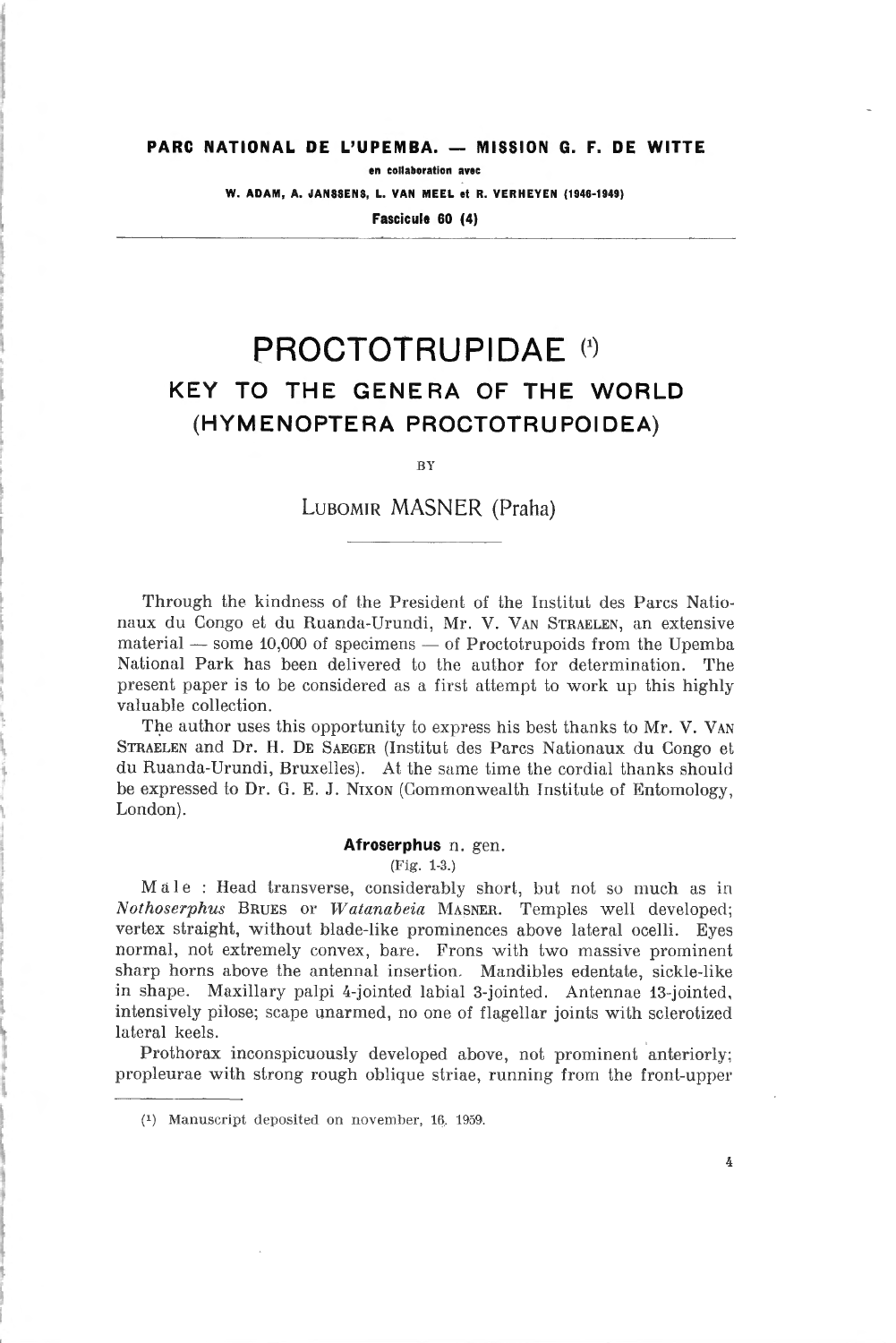**PARC NATIONAL DE L'UPEMBA. — MISSION G. F. DE WITTE**

**en collaboration avec**

**W. ADAM, A. JANSSENS, L. VAN MEEL et R. VERHEYEN (1946-1949)**

**Fascicule 60 (4)**

# PROCTOTRUPIDAE [1]

## KEY TO THE GENERA OF THE WORLD (HYMENOPTERA PROCTOTRUPOIDEA)

BY

LUBOMIR MASNER (Praha)

Through the kindness of the President of the Institut des Parcs Nationaux du Congo et du Ruanda-Urundi, Mr. V. VAN STRAELEN, an extensive material — some 10,000 of specimens — of Proctotrupoids from the Upemba National Park has been delivered to the author for determination. The present paper is to be considered as a first attempt to work up this highly valuable collection.

The author uses this opportunity to express his best thanks to Mr. V. VAN STRAELEN and Dr. H. DE SAEGER (Institut des Parcs Nationaux du Congo et du Ruanda-Urundi, Bruxelles). At the same time the cordial thanks should be expressed to Dr. G. E. J. NIXON (Commonwealth Institute of Entomology, London).

### **Afroserphus** n. gen.

(Fig. 1-3.)

Male : Head transverse, considerably short, but not so much as in *Nothoserphus* BRUES or *Watanabeia* MASNER. Temples well developed; vertex straight, without blade-like prominences above lateral ocelli. Eyes normal, not extremely convex, bare. Frons with two massive prominent sharp horns above the antennal insertion. Mandibles edentate, sickle-like in shape. Maxillary palpi 4-jointed labial 3-jointed. Antennae 13-jointed, intensively pilose; scape unarmed, no one of flagellar joints with sclerotized lateral keels.

Prothorax inconspicuously developed above, not prominent anteriorly; propleurae with strong rough oblique striae, running from the front-upper

(1) Manuscript deposited on november, 16. 1959.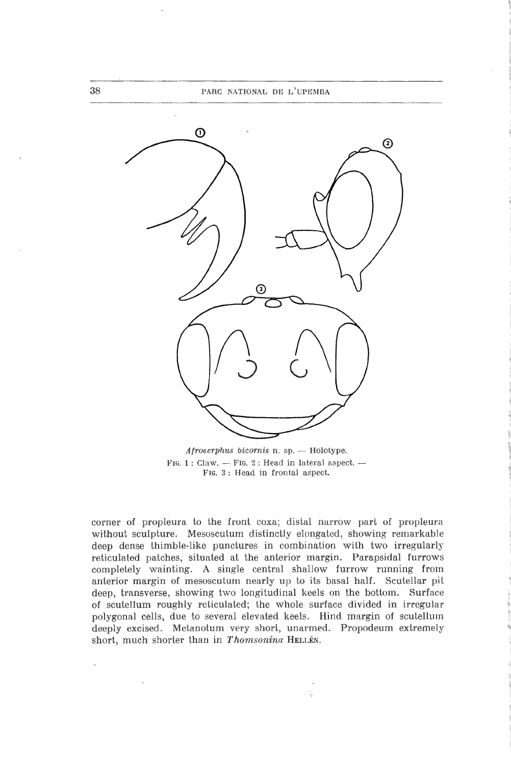*Afroserphus bicornis* n. sp. — Holotype.
FIG. 1 : Claw. — FIG. 2 : Head in lateral aspect. —
FIG. 3 : Head in frontal aspect.

corner of propleura to the front coxa; distal narrow part of propleura without sculpture. Mesoscutum distinctly elongated, showing remarkable deep dense thimble-like punctures in combination with two irregularly reticulated patches, situated at the anterior margin. Parapsidal furrows completely wainting. A single central shallow furrow running from anterior margin of mesoscutum nearly up to its basal half. Scutellar pit deep, transverse, showing two longitudinal keels on the bottom. Surface of scutellum roughly reticulated; the whole surface divided in irregular polygonal cells, due to several elevated keels. Hind margin of scutellum deeply excised. Metanotum very short, unarmed. Propodeum extremely short, much shorter than in *Thomsonina* HELLÉN.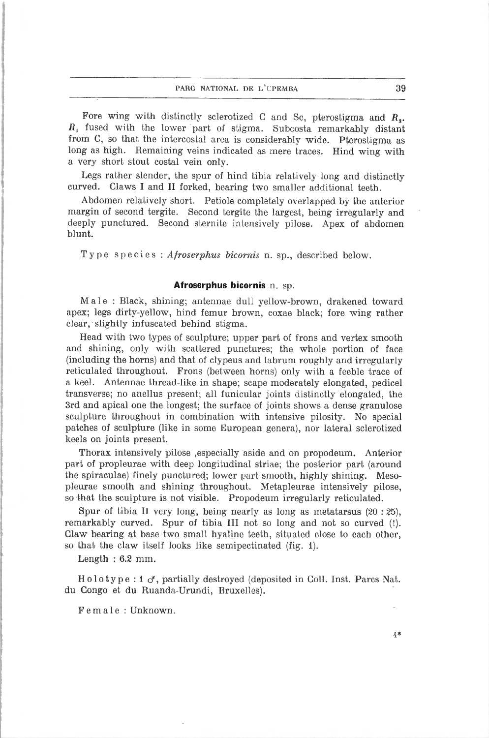Fore wing with distinctly sclerotized C and Sc, pterostigma and $R_2$. $R_1$ fused with the lower part of stigma. Subcosta remarkably distant from C, so that the intercostal area is considerably wide. Pterostigma as long as high. Remaining veins indicated as mere traces. Hind wing with a very short stout costal vein only.

Legs rather slender, the spur of hind tibia relatively long and distinctly curved. Claws I and II forked, bearing two smaller additional teeth.

Abdomen relatively short. Petiole completely overlapped by the anterior margin of second tergite. Second tergite the largest, being irregularly and deeply punctured. Second sternite intensively pilose. Apex of abdomen blunt.

Type species : *Afroserphus bicornis* n. sp., described below.

### Afroserphus bicornis n. sp.

Male : Black, shining; antennae dull yellow-brown, drakened toward apex; legs dirty-yellow, hind femur brown, coxae black; fore wing rather clear, slightly infuscated behind stigma.

Head with two types of sculpture; upper part of frons and vertex smooth and shining, only with scattered punctures; the whole portion of face (including the horns) and that of clypeus and labrum roughly and irregularly reticulated throughout. Frons (between horns) only with a feeble trace of a keel. Antennae thread-like in shape; scape moderately elongated, pedicel transverse; no anellus present; all funicular joints distinctly elongated, the 3rd and apical one the longest; the surface of joints shows a dense granulose sculpture throughout in combination with intensive pilosity. No special patches of sculpture (like in some European genera), nor lateral sclerotized keels on joints present.

Thorax intensively pilose ,especially aside and on propodeum. Anterior part of propleurae with deep longitudinal striae; the posterior part (around the spiraculae) finely punctured; lower part smooth, highly shining. Mesopleurae smooth and shining throughout. Metapleurae intensively pilose, so that the sculpture is not visible. Propodeum irregularly reticulated.

Spur of tibia II very long, being nearly as long as metatarsus (20 : 25), remarkably curved. Spur of tibia III not so long and not so curved (!). Claw bearing at base two small hyaline teeth, situated close to each other, so that the claw itself looks like semipectinated (fig. 1).

Length : 6.2 mm.

Holotype : 1 ♂, partially destroyed (deposited in Coll. Inst. Parcs Nat. du Congo et du Ruanda-Urundi, Bruxelles).

Female : Unknown.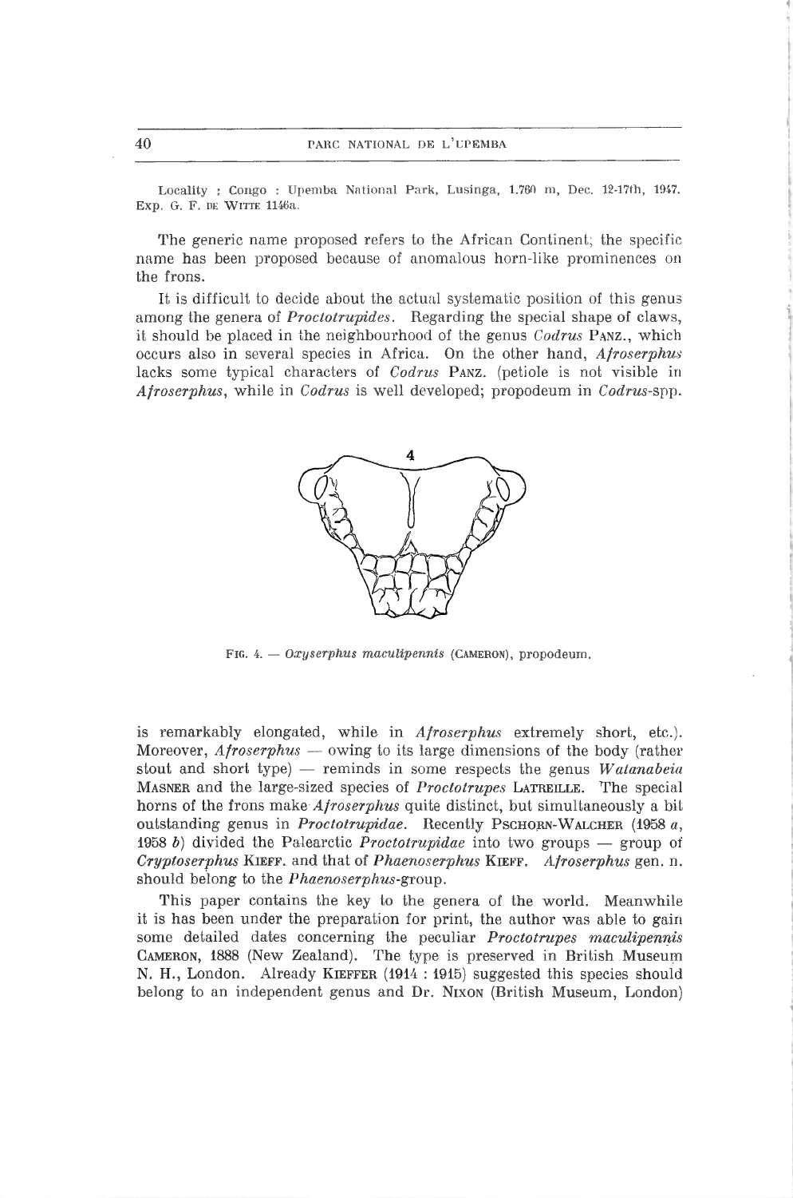Locality : Congo : Upemba National Park, Lusinga, 1.760 m, Dec. 12-17th, 1947, Exp. G. F. DE WITTE 1146a.

The generic name proposed refers to the African Continent; the specific name has been proposed because of anomalous horn-like prominences on the frons.

It is difficult to decide about the actual systematic position of this genus among the genera of *Proctotrupides*. Regarding the special shape of claws, it should be placed in the neighbourhood of the genus *Codrus* PANZ., which occurs also in several species in Africa. On the other hand, *Afroserphus* lacks some typical characters of *Codrus* PANZ. (petiole is not visible in *Afroserphus*, while in *Codrus* is well developed; propodeum in *Codrus*-spp. is remarkably elongated, while in *Afroserphus* extremely short, etc.). Moreover, *Afroserphus* — owing to its large dimensions of the body (rather stout and short type) — reminds in some respects the genus *Watanabeia* MASNER and the large-sized species of *Proctotrupes* LATREILLE. The special horns of the frons make *Afroserphus* quite distinct, but simultaneously a bit outstanding genus in *Proctotrupidae*. Recently PSCHORN-WALCHER (1958 *a*, 1958 *b*) divided the Palearctic *Proctotrupidae* into two groups — group of *Cryptoserphus* KIEFF. and that of *Phaenoserphus* KIEFF. *Afroserphus* gen. n. should belong to the *Phaenoserphus*-group.

FIG. 4. — *Oxyserphus maculipennis* (CAMERON), propodeum.

This paper contains the key to the genera of the world. Meanwhile it is has been under the preparation for print, the author was able to gain some detailed dates concerning the peculiar *Proctotrupes maculipennis* CAMERON, 1888 (New Zealand). The type is preserved in British Museum N. H., London. Already KIEFFER (1914 : 1915) suggested this species should belong to an independent genus and Dr. NIXON (British Museum, London)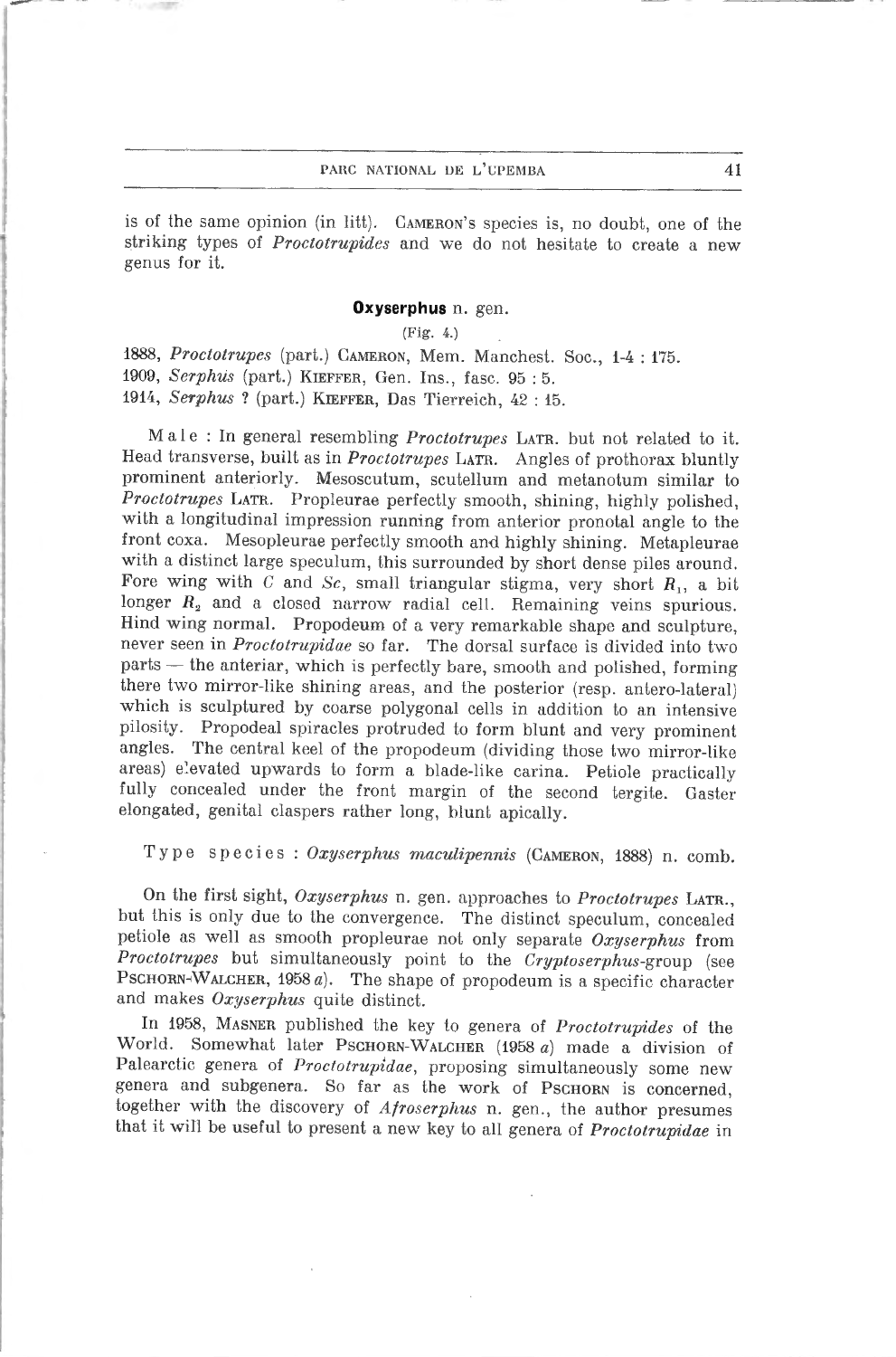is of the same opinion (in litt). CAMERON's species is, no doubt, one of the striking types of *Proctotrupides* and we do not hesitate to create a new genus for it.

### Oxyserphus n. gen.

(Fig. 4.)

1888, *Proctotrupes* (part.) CAMERON, Mem. Manchest. Soc., 1-4 : 175.
1909, *Serphus* (part.) KIEFFER, Gen. Ins., fasc. 95 : 5.
1914, *Serphus* ? (part.) KIEFFER, Das Tierreich, 42 : 15.

Male : In general resembling *Proctotrupes* LATR. but not related to it. Head transverse, built as in *Proctotrupes* LATR. Angles of prothorax bluntly prominent anteriorly. Mesoscutum, scutellum and metanotum similar to *Proctotrupes* LATR. Propleurae perfectly smooth, shining, highly polished, with a longitudinal impression running from anterior pronotal angle to the front coxa. Mesopleurae perfectly smooth and highly shining. Metapleurae with a distinct large speculum, this surrounded by short dense piles around. Fore wing with $C$ and $Sc$, small triangular stigma, very short $R_1$, a bit longer $R_2$ and a closed narrow radial cell. Remaining veins spurious. Hind wing normal. Propodeum of a very remarkable shape and sculpture, never seen in *Proctotrupidae* so far. The dorsal surface is divided into two parts — the anteriar, which is perfectly bare, smooth and polished, forming there two mirror-like shining areas, and the posterior (resp. antero-lateral) which is sculptured by coarse polygonal cells in addition to an intensive pilosity. Propodeal spiracles protruded to form blunt and very prominent angles. The central keel of the propodeum (dividing those two mirror-like areas) elevated upwards to form a blade-like carina. Petiole practically fully concealed under the front margin of the second tergite. Gaster elongated, genital claspers rather long, blunt apically.

Type species : *Oxyserphus maculipennis* (CAMERON, 1888) n. comb.

On the first sight, *Oxyserphus* n. gen. approaches to *Proctotrupes* LATR., but this is only due to the convergence. The distinct speculum, concealed petiole as well as smooth propleurae not only separate *Oxyserphus* from *Proctotrupes* but simultaneously point to the *Cryptoserphus*-group (see PSCHORN-WALCHER, 1958 *a*). The shape of propodeum is a specific character and makes *Oxyserphus* quite distinct.

In 1958, MASNER published the key to genera of *Proctotrupides* of the World. Somewhat later PSCHORN-WALCHER (1958 *a*) made a division of Palearctic genera of *Proctotrupidae*, proposing simultaneously some new genera and subgenera. So far as the work of PSCHORN is concerned, together with the discovery of *Afroserphus* n. gen., the author presumes that it will be useful to present a new key to all genera of *Proctotrupidae* in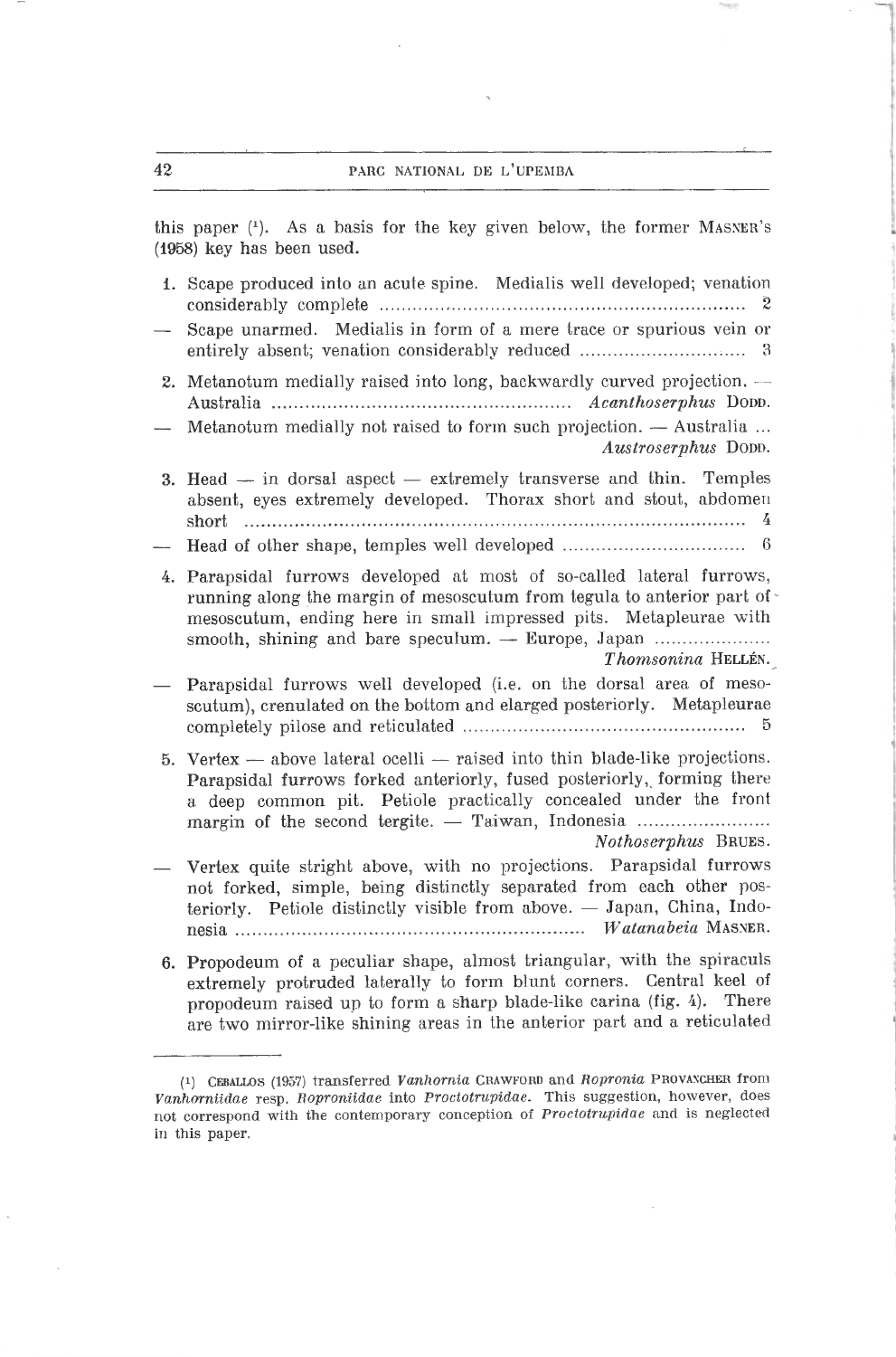this paper [1]. As a basis for the key given below, the former MASNER's (1958) key has been used.

1. Scape produced into an acute spine. Medialis well developed; venation considerably complete ..... 2
— Scape unarmed. Medialis in form of a mere trace or spurious vein or entirely absent; venation considerably reduced ..... 3
2. Metanotum medially raised into long, backwardly curved projection. — Australia ..... *Acanthoserphus* DODD.
— Metanotum medially not raised to form such projection. — Australia ... *Austroserphus* DODD.
3. Head — in dorsal aspect — extremely transverse and thin. Temples absent, eyes extremely developed. Thorax short and stout, abdomen short ..... 4
— Head of other shape, temples well developed ..... 6
4. Parapsidal furrows developed at most of so-called lateral furrows, running along the margin of mesoscutum from tegula to anterior part of mesoscutum, ending here in small impressed pits. Metapleurae with smooth, shining and bare speculum. — Europe, Japan ..... *Thomsonina* HELLÉN.
— Parapsidal furrows well developed (i.e. on the dorsal area of mesoscutum), crenulated on the bottom and elarged posteriorly. Metapleurae completely pilose and reticulated ..... 5
5. Vertex — above lateral ocelli — raised into thin blade-like projections. Parapsidal furrows forked anteriorly, fused posteriorly, forming there a deep common pit. Petiole practically concealed under the front margin of the second tergite. — Taiwan, Indonesia ..... *Nothoserphus* BRUES.
— Vertex quite stright above, with no projections. Parapsidal furrows not forked, simple, being distinctly separated from each other posteriorly. Petiole distinctly visible from above. — Japan, China, Indonesia ..... *Watanabeia* MASNER.
6. Propodeum of a peculiar shape, almost triangular, with the spiraculs extremely protruded laterally to form blunt corners. Central keel of propodeum raised up to form a sharp blade-like carina (fig. 4). There are two mirror-like shining areas in the anterior part and a reticulated

---

[1] CEBALLOS (1957) transferred *Vanhornia* CRAWFORD and *Ropronia* PROVANCHER from *Vanhorniidae* resp. *Roproniidae* into *Proctotrupidae*. This suggestion, however, does not correspond with the contemporary conception of *Proctotrupidae* and is neglected in this paper.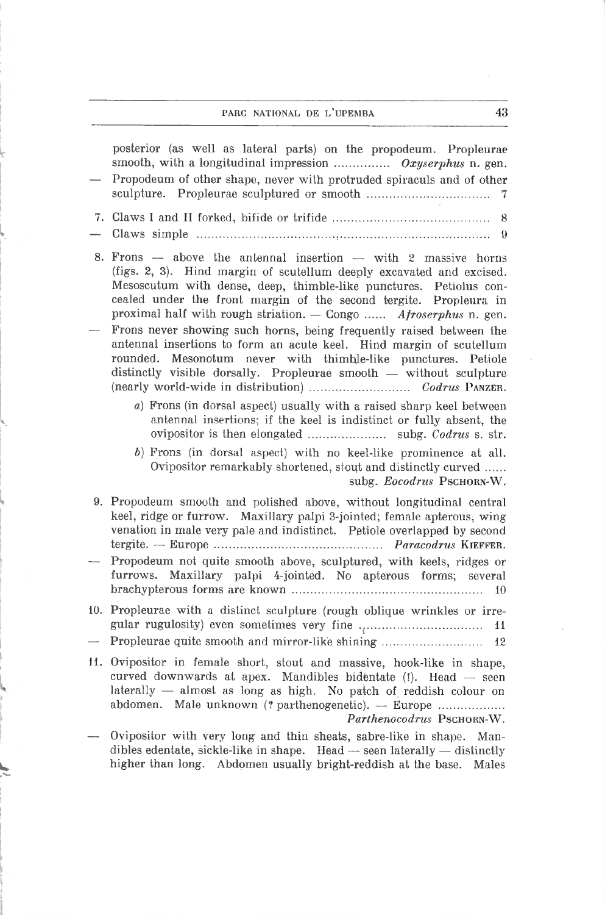posterior (as well as lateral parts) on the propodeum. Propleurae smooth, with a longitudinal impression ............... *Oxyserphus* n. gen.

— Propodeum of other shape, never with protruded spiraculs and of other sculpture. Propleurae sculptured or smooth ................................ 7

7. Claws I and II forked, bifide or trifide .......................................... 8

— Claws simple ............................................................................ 9

8. Frons — above the antennal insertion — with 2 massive horns (figs. 2, 3). Hind margin of scutellum deeply excavated and excised. Mesoscutum with dense, deep, thimble-like punctures. Petiolus concealed under the front margin of the second tergite. Propleura in proximal half with rough striation. — Congo ...... *Afroserphus* n. gen.

— Frons never showing such horns, being frequently raised between the antennal insertions to form an acute keel. Hind margin of scutellum rounded. Mesonotum never with thimble-like punctures. Petiole distinctly visible dorsally. Propleurae smooth — without sculpture (nearly world-wide in distribution) ........................... *Codrus* Panzer.

   a) Frons (in dorsal aspect) usually with a raised sharp keel between antennal insertions; if the keel is indistinct or fully absent, the ovipositor is then elongated ..................... subg. *Codrus* s. str.

   b) Frons (in dorsal aspect) with no keel-like prominence at all. Ovipositor remarkably shortened, stout and distinctly curved ...... subg. *Eocodrus* Pschorn-W.

9. Propodeum smooth and polished above, without longitudinal central keel, ridge or furrow. Maxillary palpi 3-jointed; female apterous, wing venation in male very pale and indistinct. Petiole overlapped by second tergite. — Europe ............................................. *Paracodrus* Kieffer.

— Propodeum not quite smooth above, sculptured, with keels, ridges or furrows. Maxillary palpi 4-jointed. No apterous forms; several brachypterous forms are known .................................................. 10

10. Propleurae with a distinct sculpture (rough oblique wrinkles or irregular rugulosity) even sometimes very fine ................................ 11

— Propleurae quite smooth and mirror-like shining ........................... 12

11. Ovipositor in female short, stout and massive, hook-like in shape, curved downwards at apex. Mandibles bidentate (!). Head — seen laterally — almost as long as high. No patch of reddish colour on abdomen. Male unknown (? parthenogenetic). — Europe ................. *Parthenocodrus* Pschorn-W.

— Ovipositor with very long and thin sheats, sabre-like in shape. Mandibles edentate, sickle-like in shape. Head — seen laterally — distinctly higher than long. Abdomen usually bright-reddish at the base. Males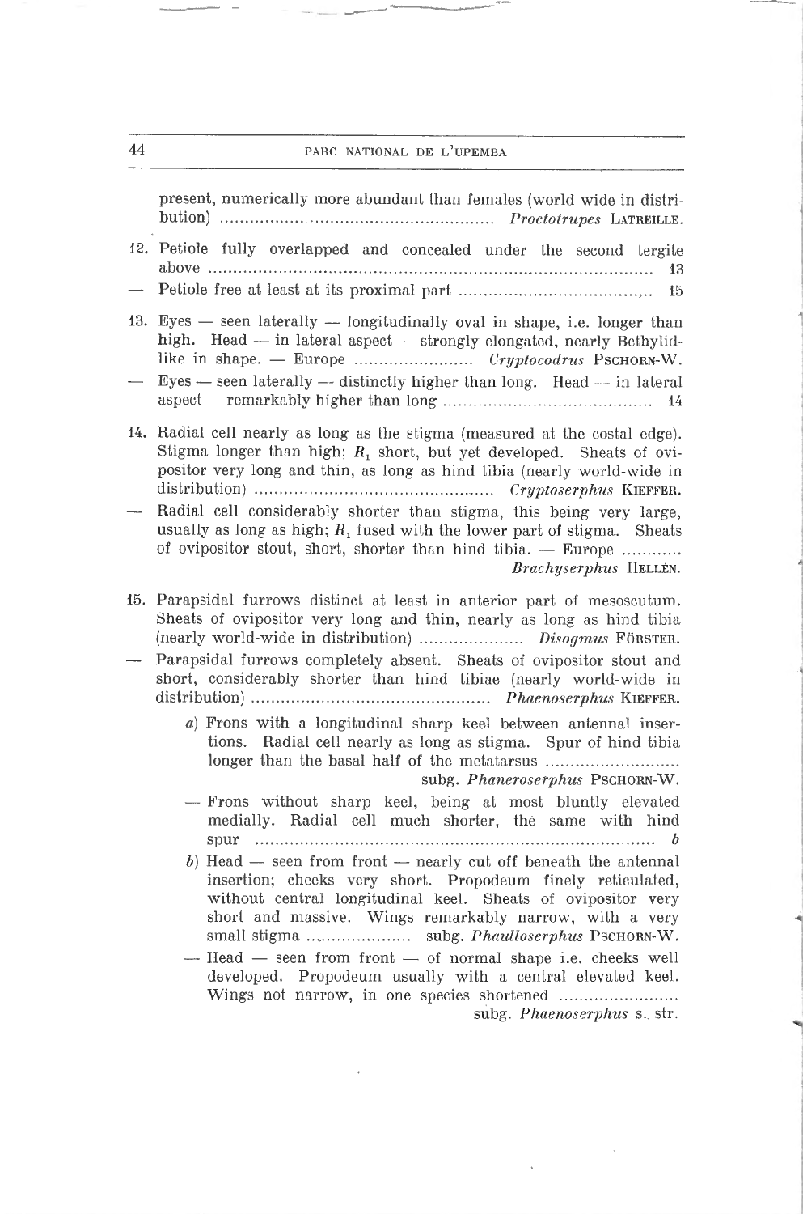present, numerically more abundant than females (world wide in distribution) .................................................. *Proctotrupes* LATREILLE.

12. Petiole fully overlapped and concealed under the second tergite above ........................................................................................ 13

— Petiole free at least at its proximal part ........................................ 15

13. Eyes — seen laterally — longitudinally oval in shape, i.e. longer than high. Head — in lateral aspect — strongly elongated, nearly Bethylid-like in shape. — Europe ........................ *Cryptocodrus* PSCHORN-W.

— Eyes — seen laterally — distinctly higher than long. Head — in lateral aspect — remarkably higher than long .......................................... 14

14. Radial cell nearly as long as the stigma (measured at the costal edge). Stigma longer than high; $R_1$ short, but yet developed. Sheats of ovipositor very long and thin, as long as hind tibia (nearly world-wide in distribution) ................................................ *Cryptoserphus* KIEFFER.

— Radial cell considerably shorter than stigma, this being very large, usually as long as high; $R_1$ fused with the lower part of stigma. Sheats of ovipositor stout, short, shorter than hind tibia. — Europe ............ *Brachyserphus* HELLÉN.

15. Parapsidal furrows distinct at least in anterior part of mesoscutum. Sheats of ovipositor very long and thin, nearly as long as hind tibia (nearly world-wide in distribution) .................... *Disogmus* FÖRSTER.

— Parapsidal furrows completely absent. Sheats of ovipositor stout and short, considerably shorter than hind tibiae (nearly world-wide in distribution) ................................................ *Phaenoserphus* KIEFFER.

   *a*) Frons with a longitudinal sharp keel between antennal insertions. Radial cell nearly as long as stigma. Spur of hind tibia longer than the basal half of the metatarsus ........................... subg. *Phaneroserphus* PSCHORN-W.

   — Frons without sharp keel, being at most bluntly elevated medially. Radial cell much shorter, the same with hind spur .............................................................................. *b*

   *b*) Head — seen from front — nearly cut off beneath the antennal insertion; cheeks very short. Propodeum finely reticulated, without central longitudinal keel. Sheats of ovipositor very short and massive. Wings remarkably narrow, with a very small stigma .................... subg. *Phaulloserphus* PSCHORN-W.

   — Head — seen from front — of normal shape i.e. cheeks well developed. Propodeum usually with a central elevated keel. Wings not narrow, in one species shortened ........................ subg. *Phaenoserphus* s. str.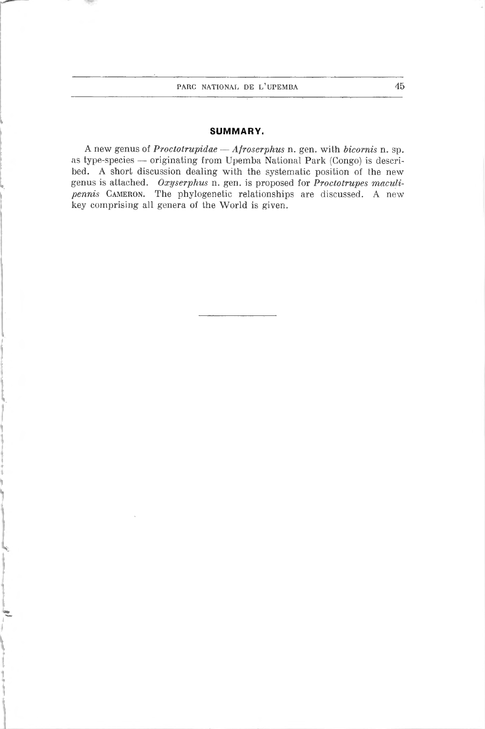## SUMMARY.

A new genus of *Proctotrupidae* — *Afroserphus* n. gen. with *bicornis* n. sp. as type-species — originating from Upemba National Park (Congo) is described. A short discussion dealing with the systematic position of the new genus is attached. *Oxyserphus* n. gen. is proposed for *Proctotrupes maculipennis* CAMERON. The phylogenetic relationships are discussed. A new key comprising all genera of the World is given.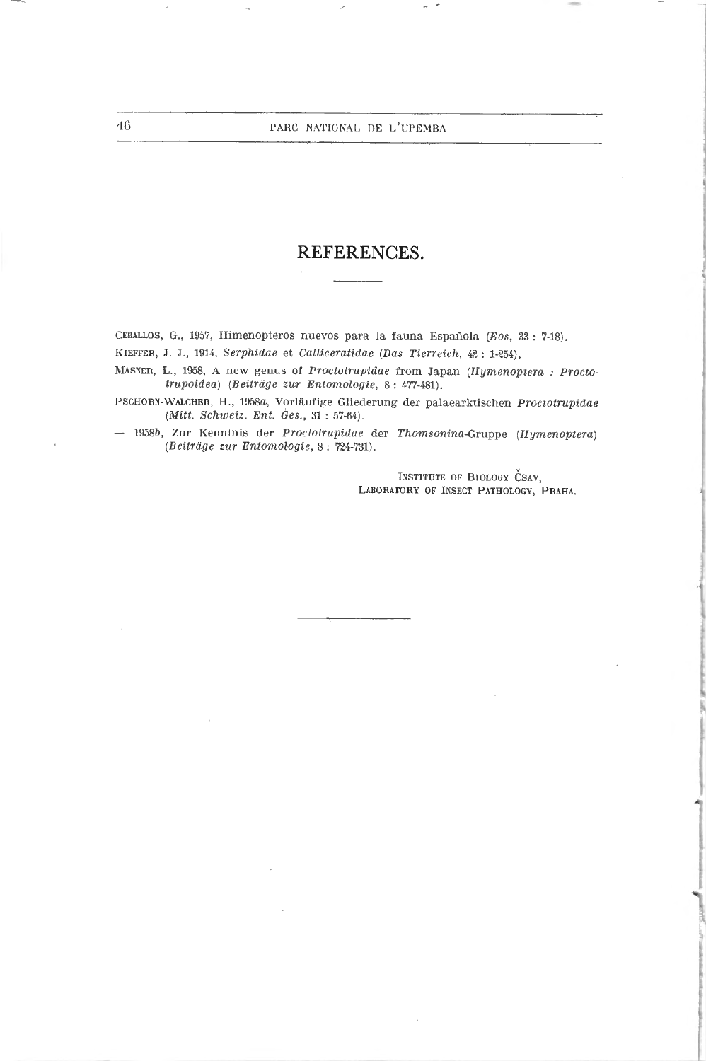# REFERENCES.

CEBALLOS, G., 1957, Himenopteros nuevos para la fauna Española (*Eos*, 33 : 7-18).

KIEFFER, J. J., 1914, *Serphidae* et *Calliceratidae* (*Das Tierreich*, 42 : 1-254).

MASNER, L., 1958, A new genus of *Proctotrupidae* from Japan (*Hymenoptera : Proctotrupoidea*) (*Beiträge zur Entomologie*, 8 : 477-481).

PSCHORN-WALCHER, H., 1958*a*, Vorläufige Gliederung der palaearktischen *Proctotrupidae* (*Mitt. Schweiz. Ent. Ges.*, 31 : 57-64).

— 1958*b*, Zur Kenntnis der *Proctotrupidae* der *Thomsonina*-Gruppe (*Hymenoptera*) (*Beiträge zur Entomologie*, 8 : 724-731).

INSTITUTE OF BIOLOGY ČSAV,
LABORATORY OF INSECT PATHOLOGY, PRAHA.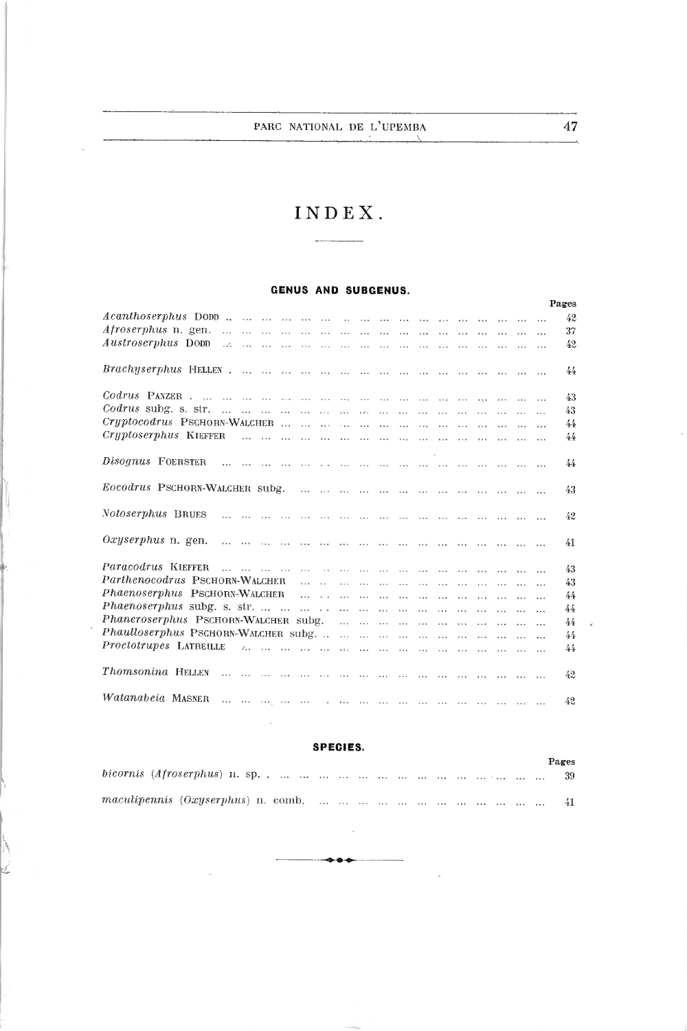# INDEX.

## GENUS AND SUBGENUS.

| | Pages |
|---|---|
| *Acanthoserphus* Dodd | 42 |
| *Afroserphus* n. gen. | 37 |
| *Austroserphus* Dodd | 42 |
| *Brachyserphus* Hellen | 44 |
| *Codrus* Panzer | 43 |
| *Codrus* subg. s. str. | 43 |
| *Cryptocodrus* Pschorn-Walcher | 44 |
| *Cryptoserphus* Kieffer | 44 |
| *Disognus* Foerster | 44 |
| *Eocodrus* Pschorn-Walcher subg. | 43 |
| *Notoserphus* Brues | 42 |
| *Oxyserphus* n. gen. | 41 |
| *Paracodrus* Kieffer | 43 |
| *Parthenocodrus* Pschorn-Walcher | 43 |
| *Phaenoserphus* Pschorn-Walcher | 44 |
| *Phaenoserphus* subg. s. str. | 44 |
| *Phaneroserphus* Pschorn-Walcher subg. | 44 |
| *Phaulloserphus* Pschorn-Walcher subg. | 44 |
| *Proctotrupes* Latreille | 44 |
| *Thomsonina* Hellen | 42 |
| *Watanabeia* Masner | 42 |

## SPECIES.

| | Pages |
|---|---|
| *bicornis* (*Afroserphus*) n. sp. | 39 |
| *maculipennis* (*Oxyserphus*) n. comb. | 41 |